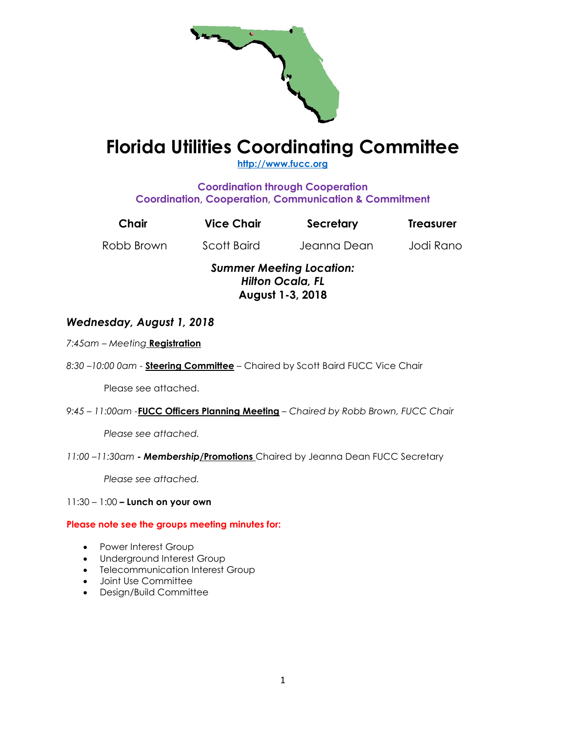# Florida Utilities Coordinating Committee

[http://www.fucc.org](http://www.fucc.org)

**Coordination through Cooperation**
**Coordination, Cooperation, Communication & Commitment**

| Chair | Vice Chair | Secretary | Treasurer |
| --- | --- | --- | --- |
| Robb Brown | Scott Baird | Jeanna Dean | Jodi Rano |

***Summer Meeting Location:***
***Hilton Ocala, FL***
**August 1-3, 2018**

## *Wednesday, August 1, 2018*

*7:45am – Meeting* **Registration**

*8:30 –10:00 0am* - **Steering Committee** – Chaired by Scott Baird FUCC Vice Chair

Please see attached.

*9:45 – 11:00am* -**FUCC Officers Planning Meeting** – *Chaired by Robb Brown, FUCC Chair*

*Please see attached.*

*11:00 –11:30am* ***- Membership*****/Promotions** Chaired by Jeanna Dean FUCC Secretary

*Please see attached.*

11:30 – 1:00 **– Lunch on your own**

**Please note see the groups meeting minutes for:**

- Power Interest Group
- Underground Interest Group
- Telecommunication Interest Group
- Joint Use Committee
- Design/Build Committee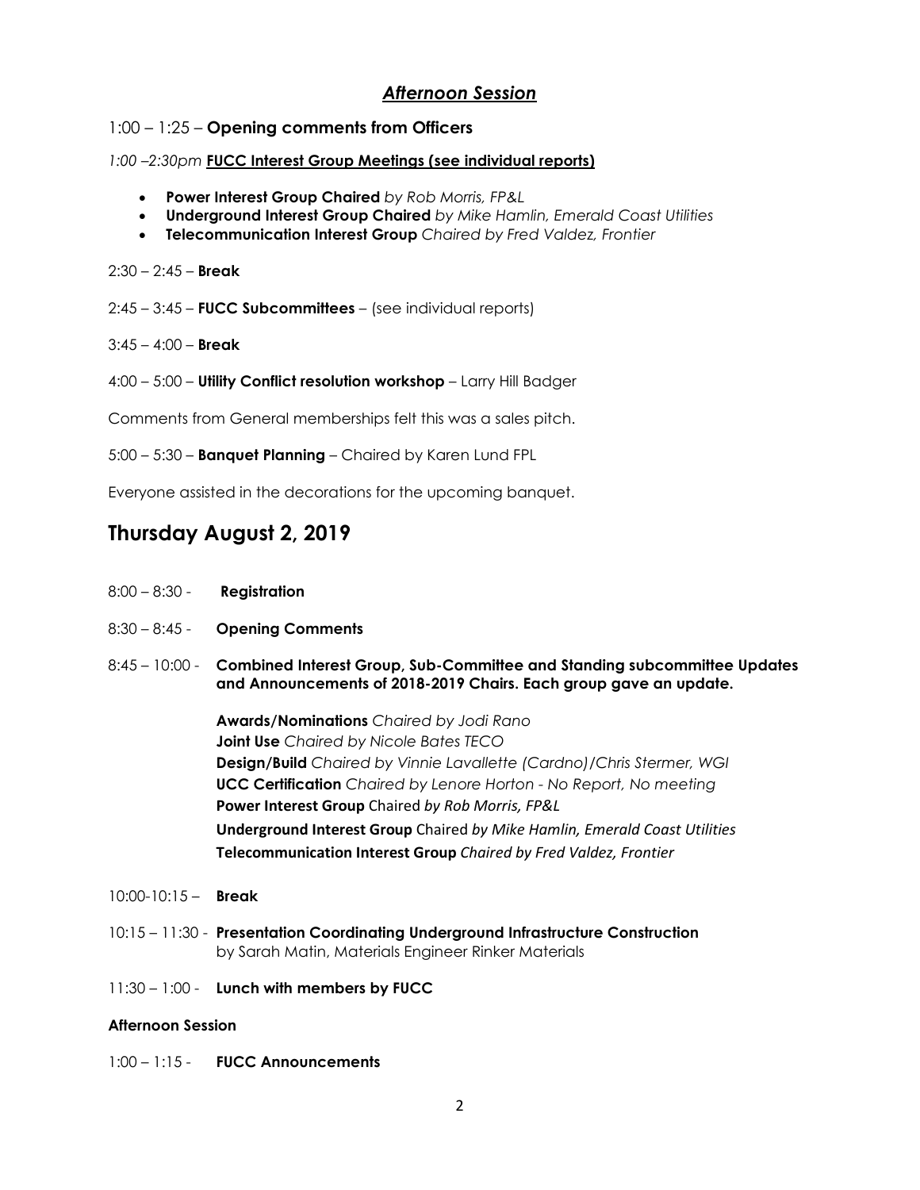## *Afternoon Session*

1:00 – 1:25 – **Opening comments from Officers**

*1:00 –2:30pm* **FUCC Interest Group Meetings (see individual reports)**

- **Power Interest Group Chaired** *by Rob Morris, FP&L*
- **Underground Interest Group Chaired** *by Mike Hamlin, Emerald Coast Utilities*
- **Telecommunication Interest Group** *Chaired by Fred Valdez, Frontier*

2:30 – 2:45 – **Break**

2:45 – 3:45 – **FUCC Subcommittees** – (see individual reports)

3:45 – 4:00 – **Break**

4:00 – 5:00 – **Utility Conflict resolution workshop** – Larry Hill Badger

Comments from General memberships felt this was a sales pitch.

5:00 – 5:30 – **Banquet Planning** – Chaired by Karen Lund FPL

Everyone assisted in the decorations for the upcoming banquet.

# Thursday August 2, 2019

8:00 – 8:30 - **Registration**

8:30 – 8:45 - **Opening Comments**

8:45 – 10:00 - **Combined Interest Group, Sub-Committee and Standing subcommittee Updates and Announcements of 2018-2019 Chairs. Each group gave an update.**

**Awards/Nominations** *Chaired by Jodi Rano*
**Joint Use** *Chaired by Nicole Bates TECO*
**Design/Build** *Chaired by Vinnie Lavallette (Cardno)/Chris Stermer, WGI*
**UCC Certification** *Chaired by Lenore Horton - No Report, No meeting*
**Power Interest Group** Chaired *by Rob Morris, FP&L*
**Underground Interest Group** Chaired *by Mike Hamlin, Emerald Coast Utilities*
**Telecommunication Interest Group** *Chaired by Fred Valdez, Frontier*

10:00-10:15 – **Break**

10:15 – 11:30 - **Presentation Coordinating Underground Infrastructure Construction** by Sarah Matin, Materials Engineer Rinker Materials

11:30 – 1:00 - **Lunch with members by FUCC**

**Afternoon Session**

1:00 – 1:15 - **FUCC Announcements**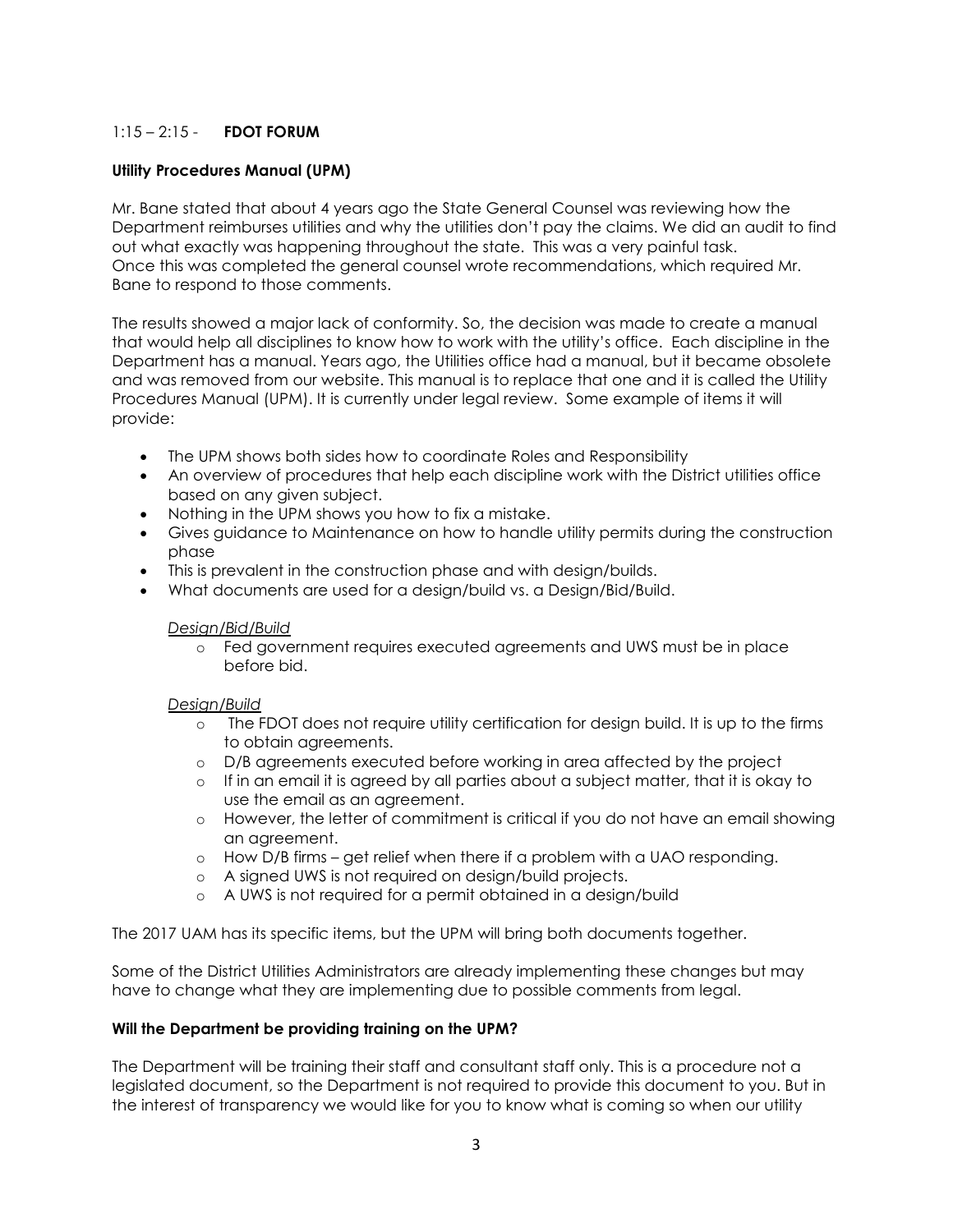1:15 – 2:15 - **FDOT FORUM**

**Utility Procedures Manual (UPM)**

Mr. Bane stated that about 4 years ago the State General Counsel was reviewing how the Department reimburses utilities and why the utilities don't pay the claims. We did an audit to find out what exactly was happening throughout the state. This was a very painful task. Once this was completed the general counsel wrote recommendations, which required Mr. Bane to respond to those comments.

The results showed a major lack of conformity. So, the decision was made to create a manual that would help all disciplines to know how to work with the utility's office. Each discipline in the Department has a manual. Years ago, the Utilities office had a manual, but it became obsolete and was removed from our website. This manual is to replace that one and it is called the Utility Procedures Manual (UPM). It is currently under legal review. Some example of items it will provide:

- The UPM shows both sides how to coordinate Roles and Responsibility
- An overview of procedures that help each discipline work with the District utilities office based on any given subject.
- Nothing in the UPM shows you how to fix a mistake.
- Gives guidance to Maintenance on how to handle utility permits during the construction phase
- This is prevalent in the construction phase and with design/builds.
- What documents are used for a design/build vs. a Design/Bid/Build.

  *Design/Bid/Build*
  - Fed government requires executed agreements and UWS must be in place before bid.

  *Design/Build*
  - The FDOT does not require utility certification for design build. It is up to the firms to obtain agreements.
  - D/B agreements executed before working in area affected by the project
  - If in an email it is agreed by all parties about a subject matter, that it is okay to use the email as an agreement.
  - However, the letter of commitment is critical if you do not have an email showing an agreement.
  - How D/B firms – get relief when there if a problem with a UAO responding.
  - A signed UWS is not required on design/build projects.
  - A UWS is not required for a permit obtained in a design/build

The 2017 UAM has its specific items, but the UPM will bring both documents together.

Some of the District Utilities Administrators are already implementing these changes but may have to change what they are implementing due to possible comments from legal.

**Will the Department be providing training on the UPM?**

The Department will be training their staff and consultant staff only. This is a procedure not a legislated document, so the Department is not required to provide this document to you. But in the interest of transparency we would like for you to know what is coming so when our utility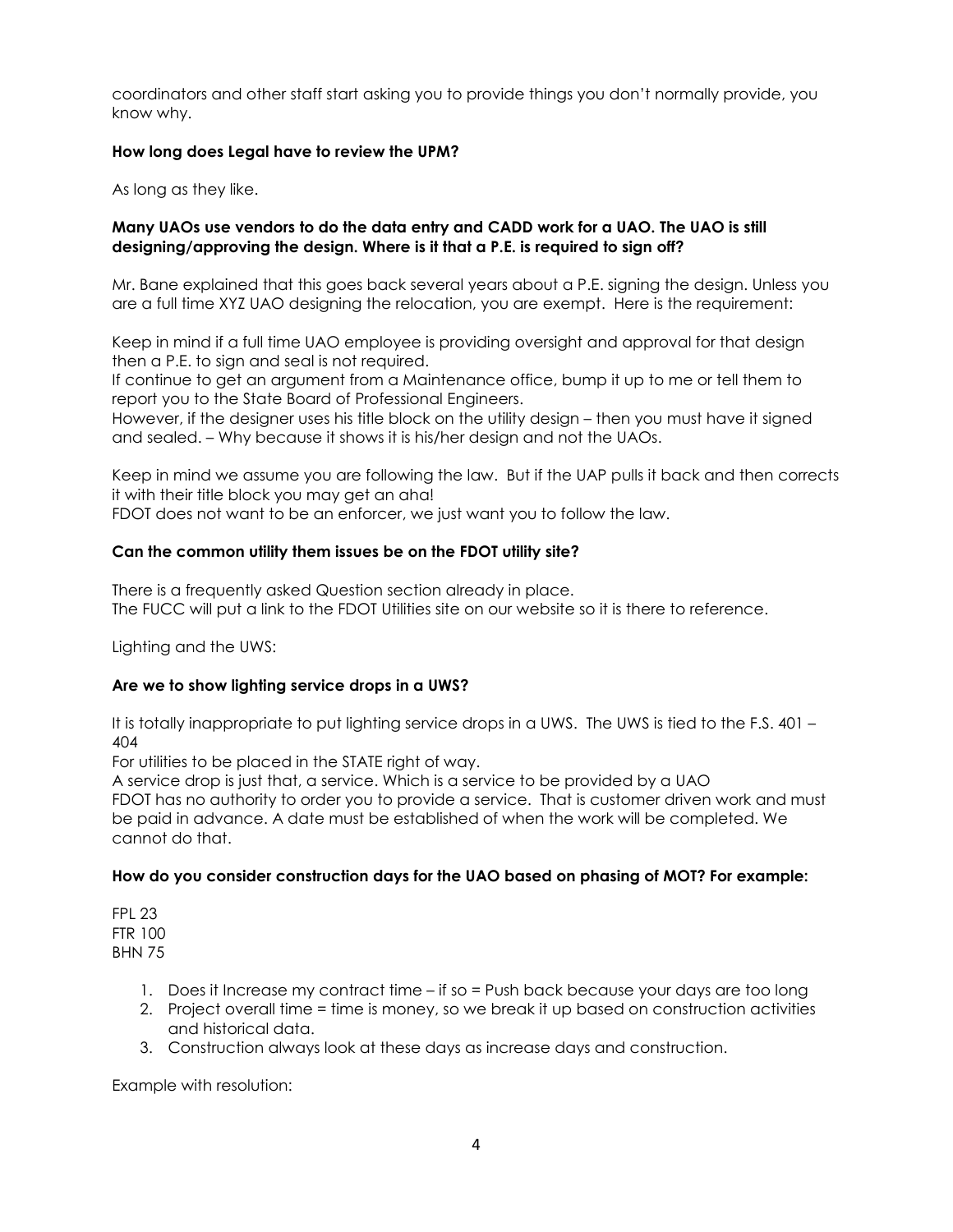coordinators and other staff start asking you to provide things you don't normally provide, you know why.

**How long does Legal have to review the UPM?**

As long as they like.

**Many UAOs use vendors to do the data entry and CADD work for a UAO. The UAO is still designing/approving the design. Where is it that a P.E. is required to sign off?**

Mr. Bane explained that this goes back several years about a P.E. signing the design. Unless you are a full time XYZ UAO designing the relocation, you are exempt. Here is the requirement:

Keep in mind if a full time UAO employee is providing oversight and approval for that design then a P.E. to sign and seal is not required.
If continue to get an argument from a Maintenance office, bump it up to me or tell them to report you to the State Board of Professional Engineers.
However, if the designer uses his title block on the utility design – then you must have it signed and sealed. – Why because it shows it is his/her design and not the UAOs.

Keep in mind we assume you are following the law. But if the UAP pulls it back and then corrects it with their title block you may get an aha!
FDOT does not want to be an enforcer, we just want you to follow the law.

**Can the common utility them issues be on the FDOT utility site?**

There is a frequently asked Question section already in place.
The FUCC will put a link to the FDOT Utilities site on our website so it is there to reference.

Lighting and the UWS:

**Are we to show lighting service drops in a UWS?**

It is totally inappropriate to put lighting service drops in a UWS. The UWS is tied to the F.S. 401 – 404
For utilities to be placed in the STATE right of way.
A service drop is just that, a service. Which is a service to be provided by a UAO
FDOT has no authority to order you to provide a service. That is customer driven work and must be paid in advance. A date must be established of when the work will be completed. We cannot do that.

**How do you consider construction days for the UAO based on phasing of MOT? For example:**

FPL 23
FTR 100
BHN 75

1. Does it Increase my contract time – if so = Push back because your days are too long
2. Project overall time = time is money, so we break it up based on construction activities and historical data.
3. Construction always look at these days as increase days and construction.

Example with resolution: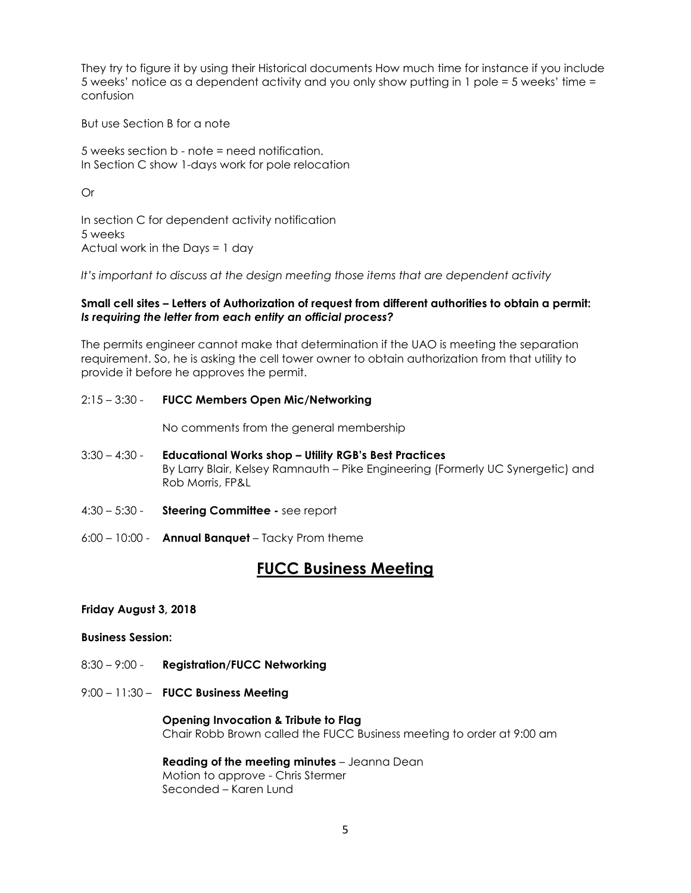They try to figure it by using their Historical documents How much time for instance if you include 5 weeks' notice as a dependent activity and you only show putting in 1 pole = 5 weeks' time = confusion

But use Section B for a note

5 weeks section b - note = need notification.
In Section C show 1-days work for pole relocation

Or

In section C for dependent activity notification
5 weeks
Actual work in the Days = 1 day

*It's important to discuss at the design meeting those items that are dependent activity*

**Small cell sites – Letters of Authorization of request from different authorities to obtain a permit:** ***Is requiring the letter from each entity an official process?***

The permits engineer cannot make that determination if the UAO is meeting the separation requirement. So, he is asking the cell tower owner to obtain authorization from that utility to provide it before he approves the permit.

2:15 – 3:30 - **FUCC Members Open Mic/Networking**

No comments from the general membership

3:30 – 4:30 - **Educational Works shop – Utility RGB's Best Practices**
By Larry Blair, Kelsey Ramnauth – Pike Engineering (Formerly UC Synergetic) and Rob Morris, FP&L

4:30 – 5:30 - **Steering Committee -** see report

6:00 – 10:00 - **Annual Banquet** – Tacky Prom theme

# FUCC Business Meeting

**Friday August 3, 2018**

**Business Session:**

8:30 – 9:00 - **Registration/FUCC Networking**

9:00 – 11:30 – **FUCC Business Meeting**

**Opening Invocation & Tribute to Flag**
Chair Robb Brown called the FUCC Business meeting to order at 9:00 am

**Reading of the meeting minutes** – Jeanna Dean
Motion to approve - Chris Stermer
Seconded – Karen Lund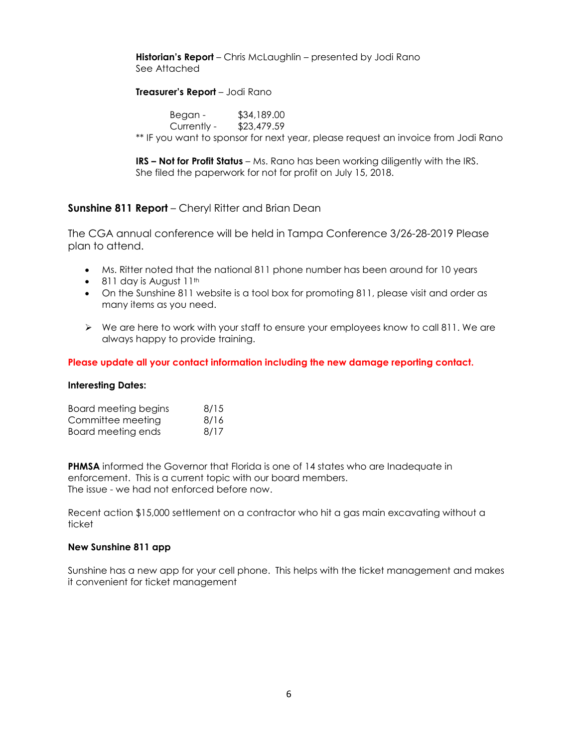**Historian's Report** – Chris McLaughlin – presented by Jodi Rano
See Attached

**Treasurer's Report** – Jodi Rano

Began - $34,189.00
Currently - $23,479.59

** IF you want to sponsor for next year, please request an invoice from Jodi Rano

**IRS – Not for Profit Status** – Ms. Rano has been working diligently with the IRS. She filed the paperwork for not for profit on July 15, 2018.

**Sunshine 811 Report** – Cheryl Ritter and Brian Dean

The CGA annual conference will be held in Tampa Conference 3/26-28-2019 Please plan to attend.

- Ms. Ritter noted that the national 811 phone number has been around for 10 years
- 811 day is August 11th
- On the Sunshine 811 website is a tool box for promoting 811, please visit and order as many items as you need.

➢ We are here to work with your staff to ensure your employees know to call 811. We are always happy to provide training.

**Please update all your contact information including the new damage reporting contact.**

**Interesting Dates:**

| | |
|---|---|
| Board meeting begins | 8/15 |
| Committee meeting | 8/16 |
| Board meeting ends | 8/17 |

**PHMSA** informed the Governor that Florida is one of 14 states who are Inadequate in enforcement. This is a current topic with our board members.
The issue - we had not enforced before now.

Recent action $15,000 settlement on a contractor who hit a gas main excavating without a ticket

**New Sunshine 811 app**

Sunshine has a new app for your cell phone. This helps with the ticket management and makes it convenient for ticket management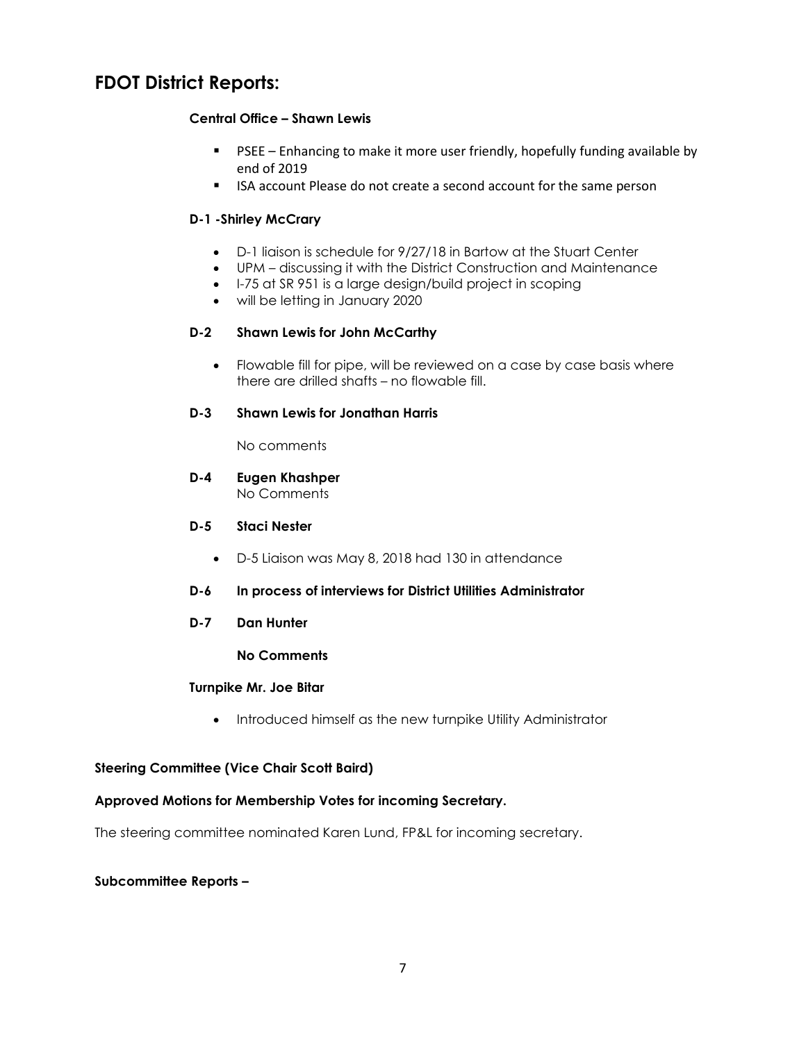## FDOT District Reports:

### Central Office – Shawn Lewis

- PSEE – Enhancing to make it more user friendly, hopefully funding available by end of 2019
- ISA account Please do not create a second account for the same person

### D-1 -Shirley McCrary

- D-1 liaison is schedule for 9/27/18 in Bartow at the Stuart Center
- UPM – discussing it with the District Construction and Maintenance
- I-75 at SR 951 is a large design/build project in scoping
- will be letting in January 2020

### D-2 Shawn Lewis for John McCarthy

- Flowable fill for pipe, will be reviewed on a case by case basis where there are drilled shafts – no flowable fill.

### D-3 Shawn Lewis for Jonathan Harris

No comments

### D-4 Eugen Khashper

No Comments

### D-5 Staci Nester

- D-5 Liaison was May 8, 2018 had 130 in attendance

### D-6 In process of interviews for District Utilities Administrator

### D-7 Dan Hunter

**No Comments**

### Turnpike Mr. Joe Bitar

- Introduced himself as the new turnpike Utility Administrator

**Steering Committee (Vice Chair Scott Baird)**

**Approved Motions for Membership Votes for incoming Secretary.**

The steering committee nominated Karen Lund, FP&L for incoming secretary.

**Subcommittee Reports –**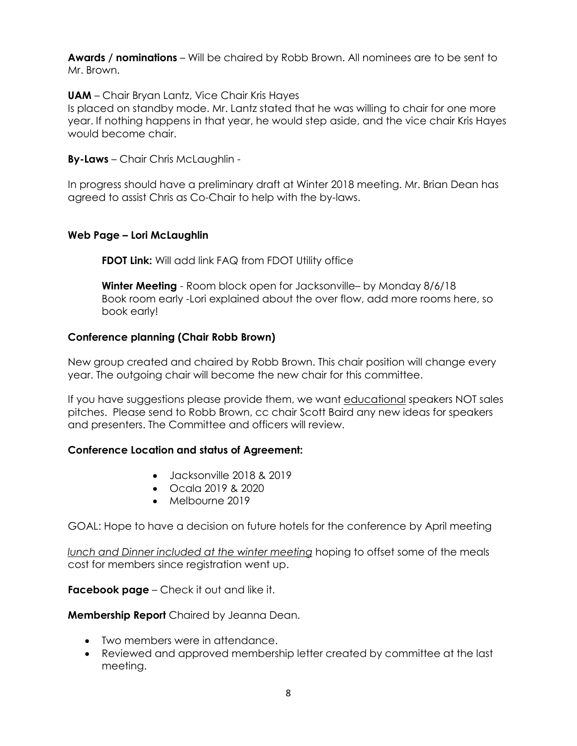**Awards / nominations** – Will be chaired by Robb Brown. All nominees are to be sent to Mr. Brown.

**UAM** – Chair Bryan Lantz, Vice Chair Kris Hayes
Is placed on standby mode. Mr. Lantz stated that he was willing to chair for one more year. If nothing happens in that year, he would step aside, and the vice chair Kris Hayes would become chair.

**By-Laws** – Chair Chris McLaughlin -

In progress should have a preliminary draft at Winter 2018 meeting. Mr. Brian Dean has agreed to assist Chris as Co-Chair to help with the by-laws.

**Web Page – Lori McLaughlin**

**FDOT Link:** Will add link FAQ from FDOT Utility office

**Winter Meeting** - Room block open for Jacksonville– by Monday 8/6/18
Book room early -Lori explained about the over flow, add more rooms here, so book early!

**Conference planning (Chair Robb Brown)**

New group created and chaired by Robb Brown. This chair position will change every year. The outgoing chair will become the new chair for this committee.

If you have suggestions please provide them, we want educational speakers NOT sales pitches. Please send to Robb Brown, cc chair Scott Baird any new ideas for speakers and presenters. The Committee and officers will review.

**Conference Location and status of Agreement:**

- Jacksonville 2018 & 2019
- Ocala 2019 & 2020
- Melbourne 2019

GOAL: Hope to have a decision on future hotels for the conference by April meeting

*lunch and Dinner included at the winter meeting* hoping to offset some of the meals cost for members since registration went up.

**Facebook page** – Check it out and like it.

**Membership Report** Chaired by Jeanna Dean.

- Two members were in attendance.
- Reviewed and approved membership letter created by committee at the last meeting.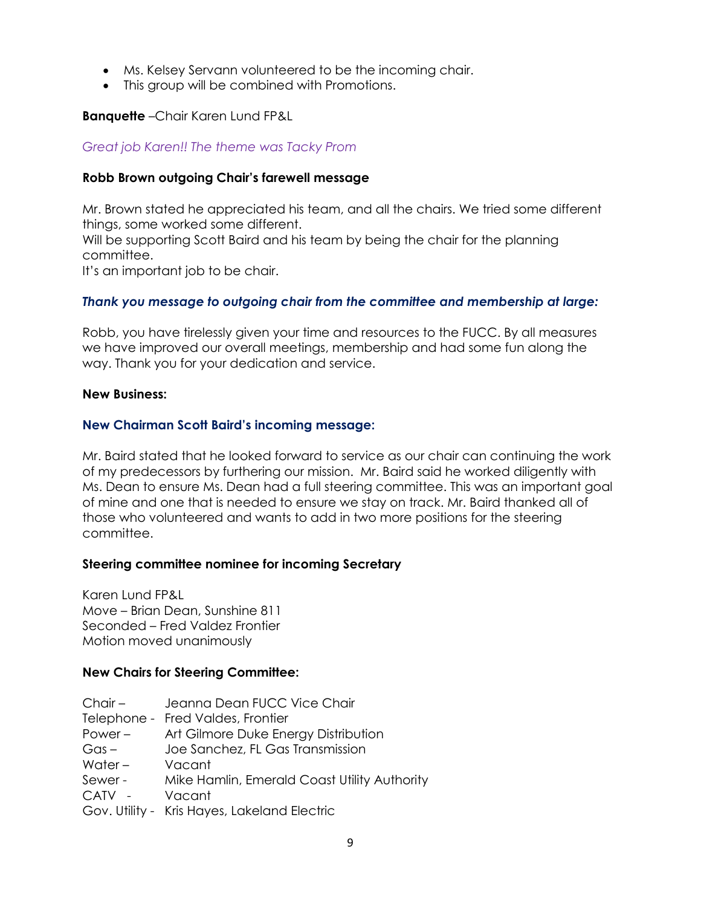- Ms. Kelsey Servann volunteered to be the incoming chair.
- This group will be combined with Promotions.

**Banquette** –Chair Karen Lund FP&L

*Great job Karen!! The theme was Tacky Prom*

**Robb Brown outgoing Chair's farewell message**

Mr. Brown stated he appreciated his team, and all the chairs. We tried some different things, some worked some different.
Will be supporting Scott Baird and his team by being the chair for the planning committee.
It's an important job to be chair.

***Thank you message to outgoing chair from the committee and membership at large:***

Robb, you have tirelessly given your time and resources to the FUCC. By all measures we have improved our overall meetings, membership and had some fun along the way. Thank you for your dedication and service.

**New Business:**

**New Chairman Scott Baird's incoming message:**

Mr. Baird stated that he looked forward to service as our chair can continuing the work of my predecessors by furthering our mission. Mr. Baird said he worked diligently with Ms. Dean to ensure Ms. Dean had a full steering committee. This was an important goal of mine and one that is needed to ensure we stay on track. Mr. Baird thanked all of those who volunteered and wants to add in two more positions for the steering committee.

**Steering committee nominee for incoming Secretary**

Karen Lund FP&L
Move – Brian Dean, Sunshine 811
Seconded – Fred Valdez Frontier
Motion moved unanimously

**New Chairs for Steering Committee:**

| | |
|---|---|
| Chair – | Jeanna Dean FUCC Vice Chair |
| Telephone - | Fred Valdes, Frontier |
| Power – | Art Gilmore Duke Energy Distribution |
| Gas – | Joe Sanchez, FL Gas Transmission |
| Water – | Vacant |
| Sewer - | Mike Hamlin, Emerald Coast Utility Authority |
| CATV - | Vacant |
| Gov. Utility - | Kris Hayes, Lakeland Electric |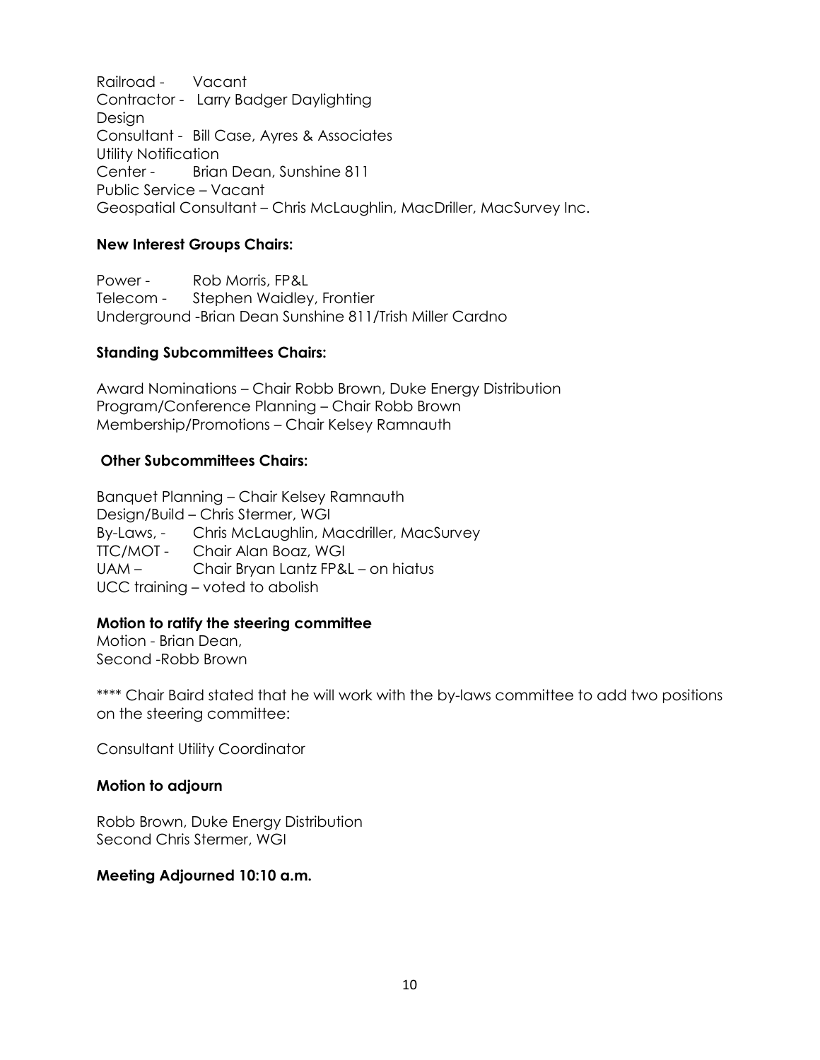Railroad - Vacant
Contractor - Larry Badger Daylighting Design
Consultant - Bill Case, Ayres & Associates
Utility Notification Center - Brian Dean, Sunshine 811
Public Service – Vacant
Geospatial Consultant – Chris McLaughlin, MacDriller, MacSurvey Inc.

**New Interest Groups Chairs:**

Power - Rob Morris, FP&L
Telecom - Stephen Waidley, Frontier
Underground -Brian Dean Sunshine 811/Trish Miller Cardno

**Standing Subcommittees Chairs:**

Award Nominations – Chair Robb Brown, Duke Energy Distribution
Program/Conference Planning – Chair Robb Brown
Membership/Promotions – Chair Kelsey Ramnauth

**Other Subcommittees Chairs:**

Banquet Planning – Chair Kelsey Ramnauth
Design/Build – Chris Stermer, WGI
By-Laws, - Chris McLaughlin, Macdriller, MacSurvey
TTC/MOT - Chair Alan Boaz, WGI
UAM – Chair Bryan Lantz FP&L – on hiatus
UCC training – voted to abolish

**Motion to ratify the steering committee**
Motion - Brian Dean,
Second -Robb Brown

**** Chair Baird stated that he will work with the by-laws committee to add two positions on the steering committee:

Consultant Utility Coordinator

**Motion to adjourn**

Robb Brown, Duke Energy Distribution
Second Chris Stermer, WGI

**Meeting Adjourned 10:10 a.m.**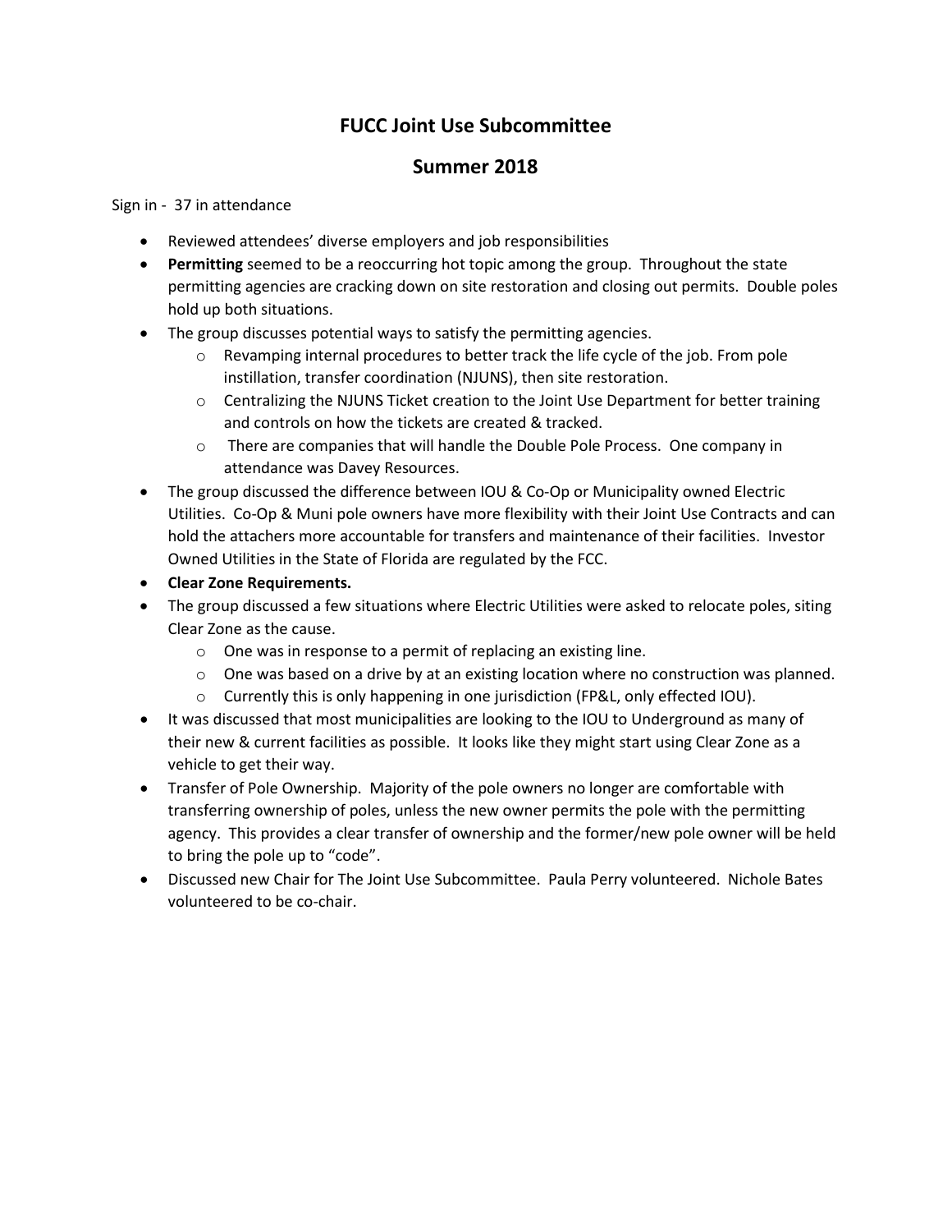# FUCC Joint Use Subcommittee

## Summer 2018

Sign in - 37 in attendance

- Reviewed attendees' diverse employers and job responsibilities
- **Permitting** seemed to be a reoccurring hot topic among the group. Throughout the state permitting agencies are cracking down on site restoration and closing out permits. Double poles hold up both situations.
- The group discusses potential ways to satisfy the permitting agencies.
    - Revamping internal procedures to better track the life cycle of the job. From pole instillation, transfer coordination (NJUNS), then site restoration.
    - Centralizing the NJUNS Ticket creation to the Joint Use Department for better training and controls on how the tickets are created & tracked.
    - There are companies that will handle the Double Pole Process. One company in attendance was Davey Resources.
- The group discussed the difference between IOU & Co-Op or Municipality owned Electric Utilities. Co-Op & Muni pole owners have more flexibility with their Joint Use Contracts and can hold the attachers more accountable for transfers and maintenance of their facilities. Investor Owned Utilities in the State of Florida are regulated by the FCC.
- **Clear Zone Requirements.**
- The group discussed a few situations where Electric Utilities were asked to relocate poles, siting Clear Zone as the cause.
    - One was in response to a permit of replacing an existing line.
    - One was based on a drive by at an existing location where no construction was planned.
    - Currently this is only happening in one jurisdiction (FP&L, only effected IOU).
- It was discussed that most municipalities are looking to the IOU to Underground as many of their new & current facilities as possible. It looks like they might start using Clear Zone as a vehicle to get their way.
- Transfer of Pole Ownership. Majority of the pole owners no longer are comfortable with transferring ownership of poles, unless the new owner permits the pole with the permitting agency. This provides a clear transfer of ownership and the former/new pole owner will be held to bring the pole up to "code".
- Discussed new Chair for The Joint Use Subcommittee. Paula Perry volunteered. Nichole Bates volunteered to be co-chair.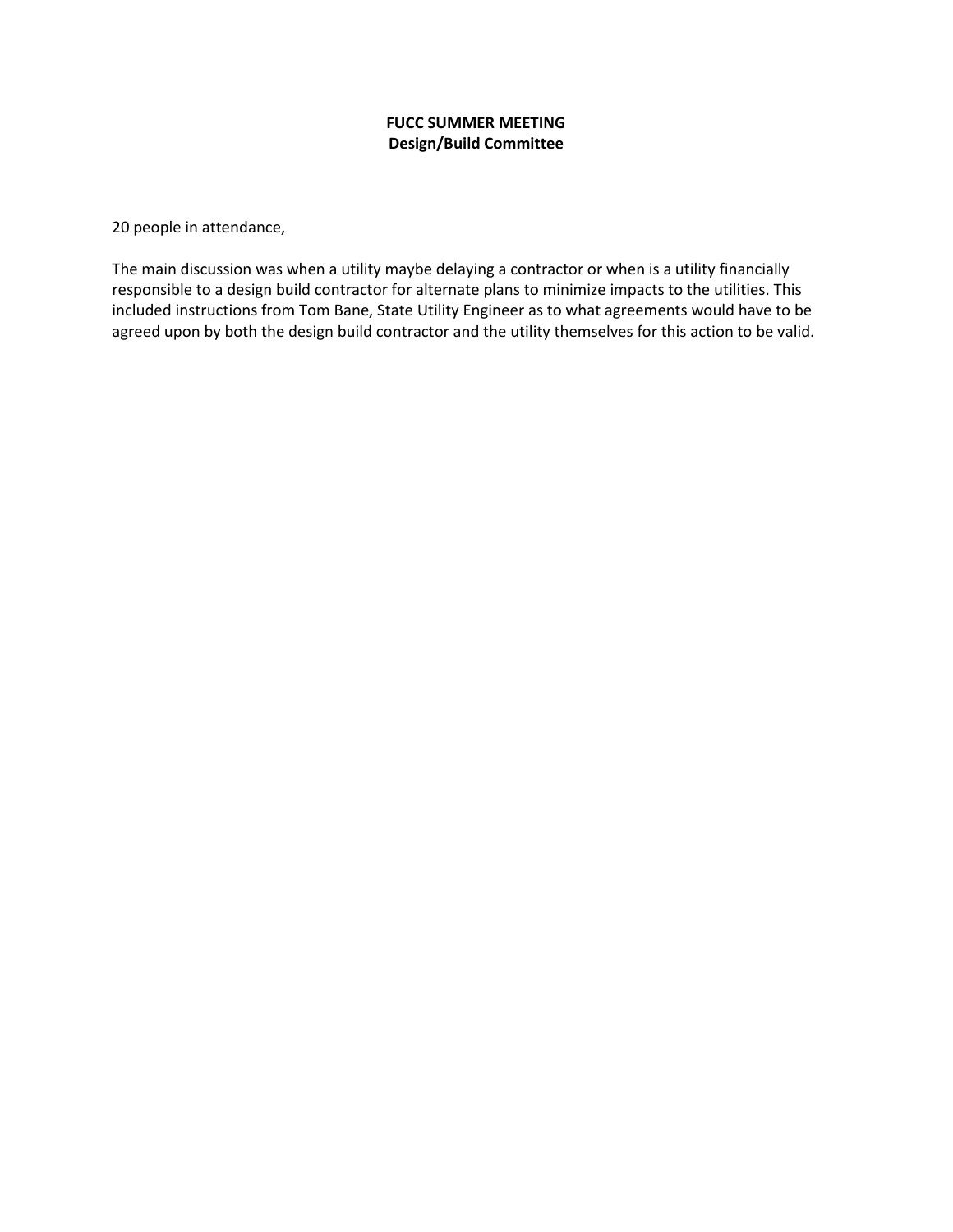**FUCC SUMMER MEETING**
**Design/Build Committee**

20 people in attendance,

The main discussion was when a utility maybe delaying a contractor or when is a utility financially responsible to a design build contractor for alternate plans to minimize impacts to the utilities. This included instructions from Tom Bane, State Utility Engineer as to what agreements would have to be agreed upon by both the design build contractor and the utility themselves for this action to be valid.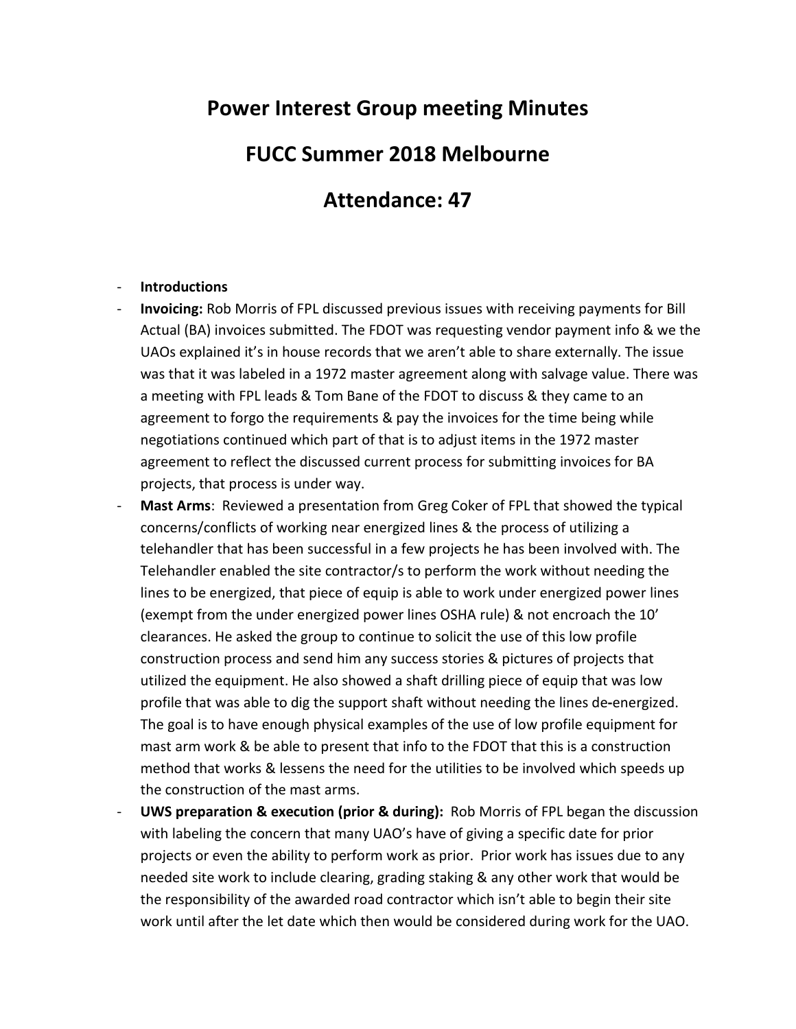# Power Interest Group meeting Minutes

# FUCC Summer 2018 Melbourne

# Attendance: 47

- **Introductions**
- **Invoicing:** Rob Morris of FPL discussed previous issues with receiving payments for Bill Actual (BA) invoices submitted. The FDOT was requesting vendor payment info & we the UAOs explained it's in house records that we aren't able to share externally. The issue was that it was labeled in a 1972 master agreement along with salvage value. There was a meeting with FPL leads & Tom Bane of the FDOT to discuss & they came to an agreement to forgo the requirements & pay the invoices for the time being while negotiations continued which part of that is to adjust items in the 1972 master agreement to reflect the discussed current process for submitting invoices for BA projects, that process is under way.
- **Mast Arms**: Reviewed a presentation from Greg Coker of FPL that showed the typical concerns/conflicts of working near energized lines & the process of utilizing a telehandler that has been successful in a few projects he has been involved with. The Telehandler enabled the site contractor/s to perform the work without needing the lines to be energized, that piece of equip is able to work under energized power lines (exempt from the under energized power lines OSHA rule) & not encroach the 10' clearances. He asked the group to continue to solicit the use of this low profile construction process and send him any success stories & pictures of projects that utilized the equipment. He also showed a shaft drilling piece of equip that was low profile that was able to dig the support shaft without needing the lines de-energized. The goal is to have enough physical examples of the use of low profile equipment for mast arm work & be able to present that info to the FDOT that this is a construction method that works & lessens the need for the utilities to be involved which speeds up the construction of the mast arms.
- **UWS preparation & execution (prior & during):** Rob Morris of FPL began the discussion with labeling the concern that many UAO's have of giving a specific date for prior projects or even the ability to perform work as prior. Prior work has issues due to any needed site work to include clearing, grading staking & any other work that would be the responsibility of the awarded road contractor which isn't able to begin their site work until after the let date which then would be considered during work for the UAO.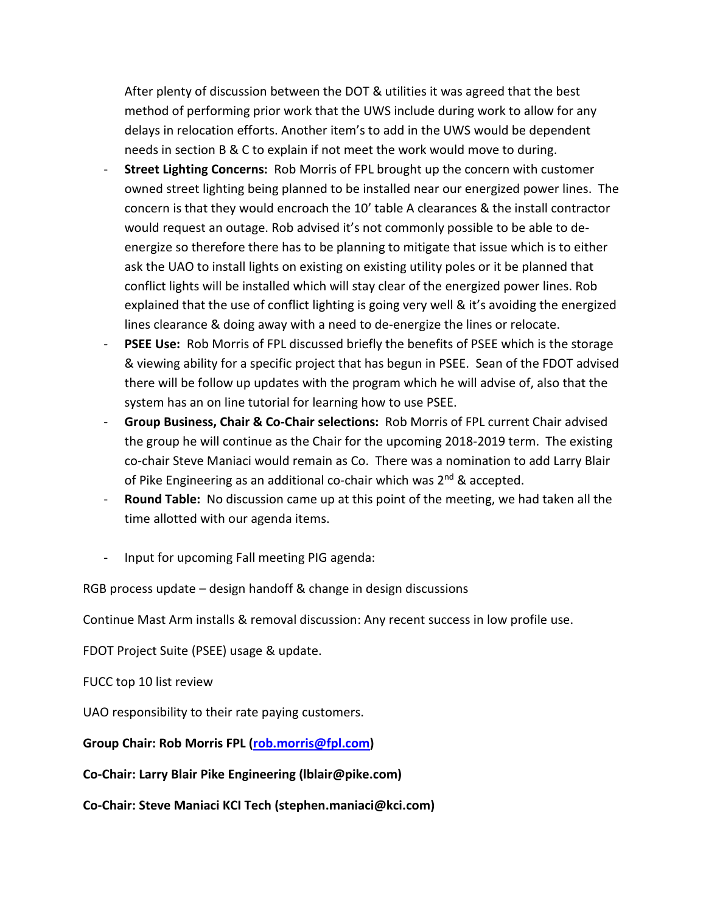After plenty of discussion between the DOT & utilities it was agreed that the best method of performing prior work that the UWS include during work to allow for any delays in relocation efforts. Another item's to add in the UWS would be dependent needs in section B & C to explain if not meet the work would move to during.

- **Street Lighting Concerns:** Rob Morris of FPL brought up the concern with customer owned street lighting being planned to be installed near our energized power lines. The concern is that they would encroach the 10' table A clearances & the install contractor would request an outage. Rob advised it's not commonly possible to be able to de-energize so therefore there has to be planning to mitigate that issue which is to either ask the UAO to install lights on existing on existing utility poles or it be planned that conflict lights will be installed which will stay clear of the energized power lines. Rob explained that the use of conflict lighting is going very well & it's avoiding the energized lines clearance & doing away with a need to de-energize the lines or relocate.
- **PSEE Use:** Rob Morris of FPL discussed briefly the benefits of PSEE which is the storage & viewing ability for a specific project that has begun in PSEE. Sean of the FDOT advised there will be follow up updates with the program which he will advise of, also that the system has an on line tutorial for learning how to use PSEE.
- **Group Business, Chair & Co-Chair selections:** Rob Morris of FPL current Chair advised the group he will continue as the Chair for the upcoming 2018-2019 term. The existing co-chair Steve Maniaci would remain as Co. There was a nomination to add Larry Blair of Pike Engineering as an additional co-chair which was 2nd & accepted.
- **Round Table:** No discussion came up at this point of the meeting, we had taken all the time allotted with our agenda items.

- Input for upcoming Fall meeting PIG agenda:

RGB process update – design handoff & change in design discussions

Continue Mast Arm installs & removal discussion: Any recent success in low profile use.

FDOT Project Suite (PSEE) usage & update.

FUCC top 10 list review

UAO responsibility to their rate paying customers.

**Group Chair: Rob Morris FPL (rob.morris@fpl.com)**

**Co-Chair: Larry Blair Pike Engineering (lblair@pike.com)**

**Co-Chair: Steve Maniaci KCI Tech (stephen.maniaci@kci.com)**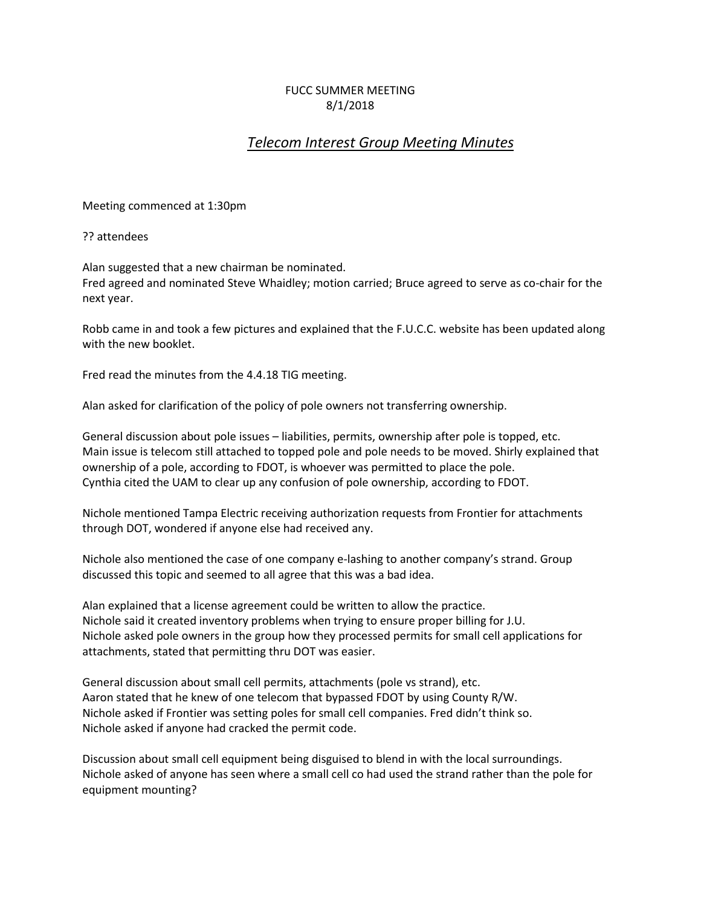FUCC SUMMER MEETING
8/1/2018

# *Telecom Interest Group Meeting Minutes*

Meeting commenced at 1:30pm

?? attendees

Alan suggested that a new chairman be nominated.
Fred agreed and nominated Steve Whaidley; motion carried; Bruce agreed to serve as co-chair for the next year.

Robb came in and took a few pictures and explained that the F.U.C.C. website has been updated along with the new booklet.

Fred read the minutes from the 4.4.18 TIG meeting.

Alan asked for clarification of the policy of pole owners not transferring ownership.

General discussion about pole issues – liabilities, permits, ownership after pole is topped, etc.
Main issue is telecom still attached to topped pole and pole needs to be moved. Shirly explained that ownership of a pole, according to FDOT, is whoever was permitted to place the pole.
Cynthia cited the UAM to clear up any confusion of pole ownership, according to FDOT.

Nichole mentioned Tampa Electric receiving authorization requests from Frontier for attachments through DOT, wondered if anyone else had received any.

Nichole also mentioned the case of one company e-lashing to another company's strand. Group discussed this topic and seemed to all agree that this was a bad idea.

Alan explained that a license agreement could be written to allow the practice.
Nichole said it created inventory problems when trying to ensure proper billing for J.U.
Nichole asked pole owners in the group how they processed permits for small cell applications for attachments, stated that permitting thru DOT was easier.

General discussion about small cell permits, attachments (pole vs strand), etc.
Aaron stated that he knew of one telecom that bypassed FDOT by using County R/W.
Nichole asked if Frontier was setting poles for small cell companies. Fred didn't think so.
Nichole asked if anyone had cracked the permit code.

Discussion about small cell equipment being disguised to blend in with the local surroundings.
Nichole asked of anyone has seen where a small cell co had used the strand rather than the pole for equipment mounting?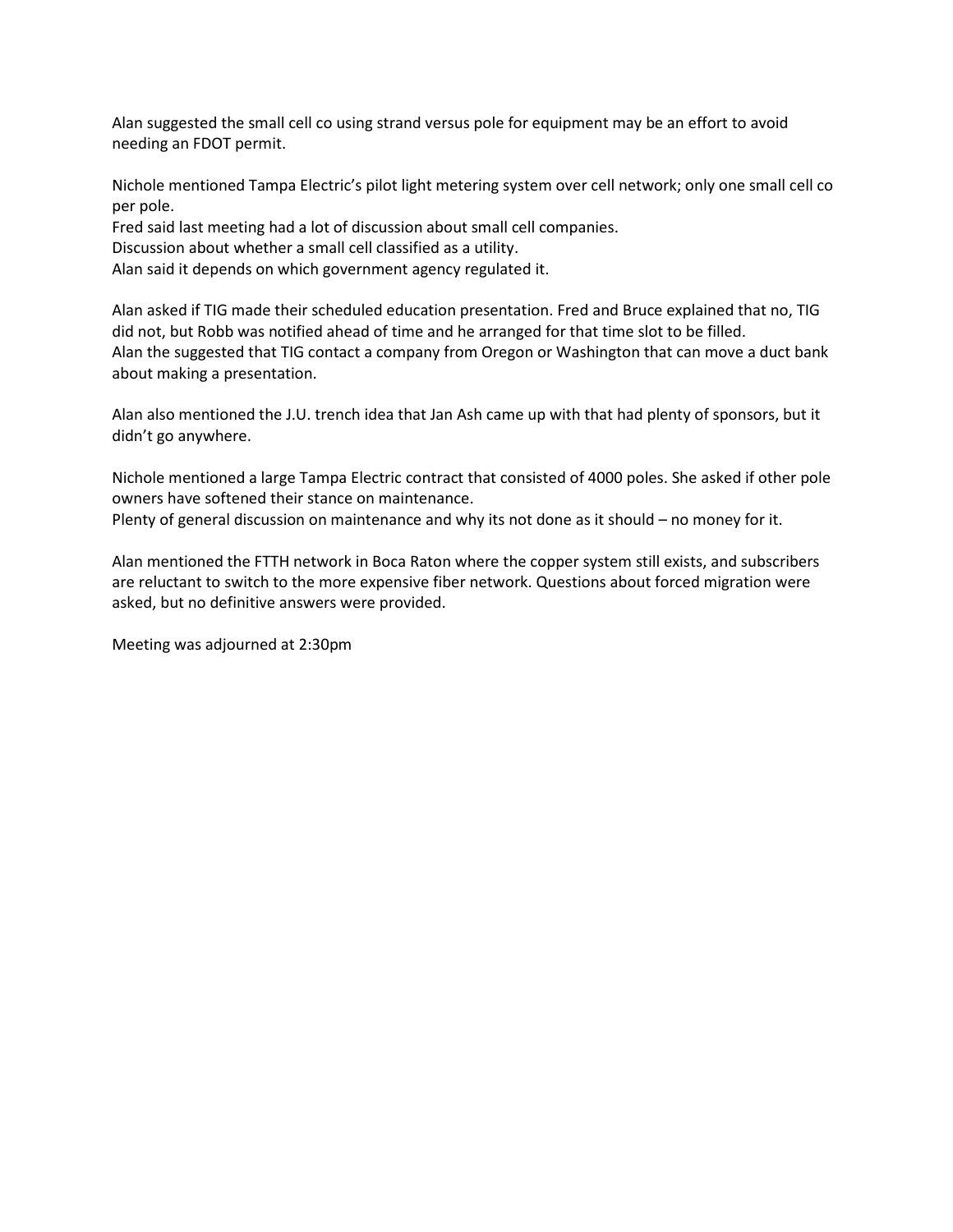Alan suggested the small cell co using strand versus pole for equipment may be an effort to avoid needing an FDOT permit.

Nichole mentioned Tampa Electric's pilot light metering system over cell network; only one small cell co per pole.
Fred said last meeting had a lot of discussion about small cell companies.
Discussion about whether a small cell classified as a utility.
Alan said it depends on which government agency regulated it.

Alan asked if TIG made their scheduled education presentation. Fred and Bruce explained that no, TIG did not, but Robb was notified ahead of time and he arranged for that time slot to be filled.
Alan the suggested that TIG contact a company from Oregon or Washington that can move a duct bank about making a presentation.

Alan also mentioned the J.U. trench idea that Jan Ash came up with that had plenty of sponsors, but it didn't go anywhere.

Nichole mentioned a large Tampa Electric contract that consisted of 4000 poles. She asked if other pole owners have softened their stance on maintenance.
Plenty of general discussion on maintenance and why its not done as it should – no money for it.

Alan mentioned the FTTH network in Boca Raton where the copper system still exists, and subscribers are reluctant to switch to the more expensive fiber network. Questions about forced migration were asked, but no definitive answers were provided.

Meeting was adjourned at 2:30pm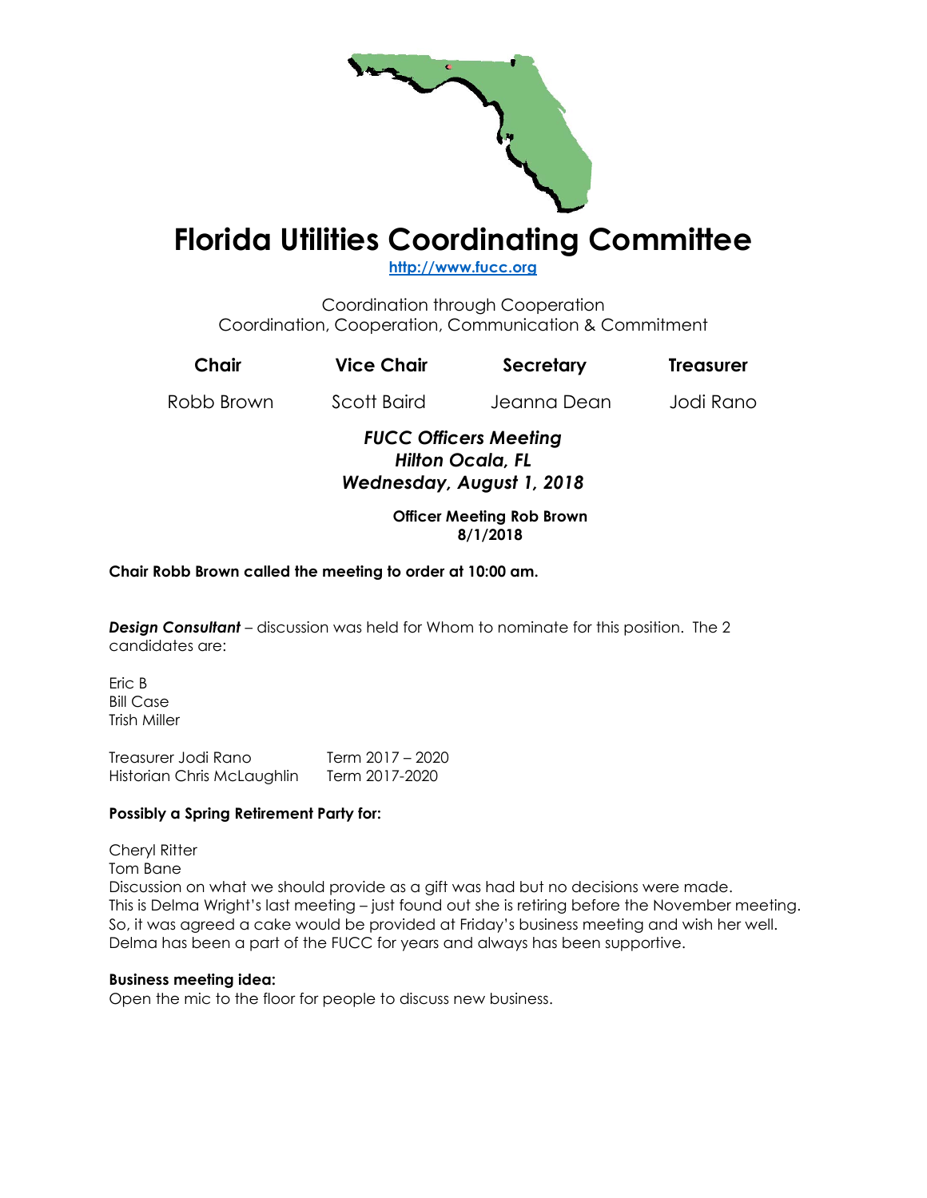# Florida Utilities Coordinating Committee

http://www.fucc.org

Coordination through Cooperation
Coordination, Cooperation, Communication & Commitment

| Chair | Vice Chair | Secretary | Treasurer |
|---|---|---|---|
| Robb Brown | Scott Baird | Jeanna Dean | Jodi Rano |

***FUCC Officers Meeting***
***Hilton Ocala, FL***
***Wednesday, August 1, 2018***

**Officer Meeting Rob Brown**
**8/1/2018**

**Chair Robb Brown called the meeting to order at 10:00 am.**

***Design Consultant*** – discussion was held for Whom to nominate for this position. The 2 candidates are:

Eric B
Bill Case
Trish Miller

Treasurer Jodi Rano Term 2017 – 2020
Historian Chris McLaughlin Term 2017-2020

**Possibly a Spring Retirement Party for:**

Cheryl Ritter
Tom Bane
Discussion on what we should provide as a gift was had but no decisions were made.
This is Delma Wright's last meeting – just found out she is retiring before the November meeting.
So, it was agreed a cake would be provided at Friday's business meeting and wish her well.
Delma has been a part of the FUCC for years and always has been supportive.

**Business meeting idea:**
Open the mic to the floor for people to discuss new business.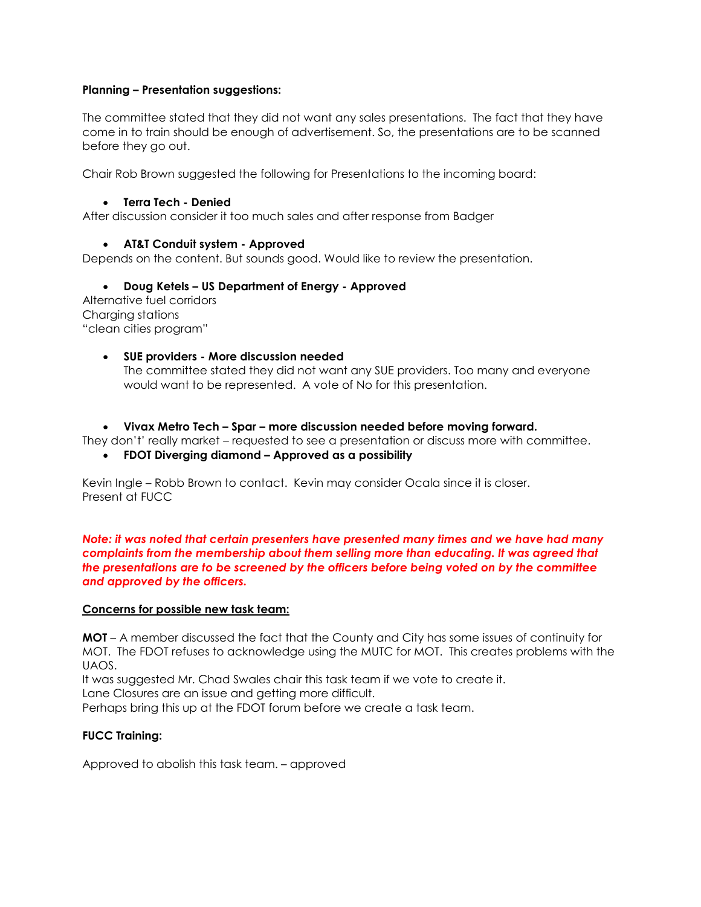**Planning – Presentation suggestions:**

The committee stated that they did not want any sales presentations. The fact that they have come in to train should be enough of advertisement. So, the presentations are to be scanned before they go out.

Chair Rob Brown suggested the following for Presentations to the incoming board:

- **Terra Tech - Denied**

After discussion consider it too much sales and after response from Badger

- **AT&T Conduit system - Approved**

Depends on the content. But sounds good. Would like to review the presentation.

- **Doug Ketels – US Department of Energy - Approved**

Alternative fuel corridors
Charging stations
"clean cities program"

- **SUE providers - More discussion needed**
  The committee stated they did not want any SUE providers. Too many and everyone would want to be represented. A vote of No for this presentation.

- **Vivax Metro Tech – Spar – more discussion needed before moving forward.**

They don't' really market – requested to see a presentation or discuss more with committee.

- **FDOT Diverging diamond – Approved as a possibility**

Kevin Ingle – Robb Brown to contact. Kevin may consider Ocala since it is closer.
Present at FUCC

***Note: it was noted that certain presenters have presented many times and we have had many complaints from the membership about them selling more than educating. It was agreed that the presentations are to be screened by the officers before being voted on by the committee and approved by the officers.***

**Concerns for possible new task team:**

**MOT** – A member discussed the fact that the County and City has some issues of continuity for MOT. The FDOT refuses to acknowledge using the MUTC for MOT. This creates problems with the UAOS.
It was suggested Mr. Chad Swales chair this task team if we vote to create it.
Lane Closures are an issue and getting more difficult.
Perhaps bring this up at the FDOT forum before we create a task team.

**FUCC Training:**

Approved to abolish this task team. – approved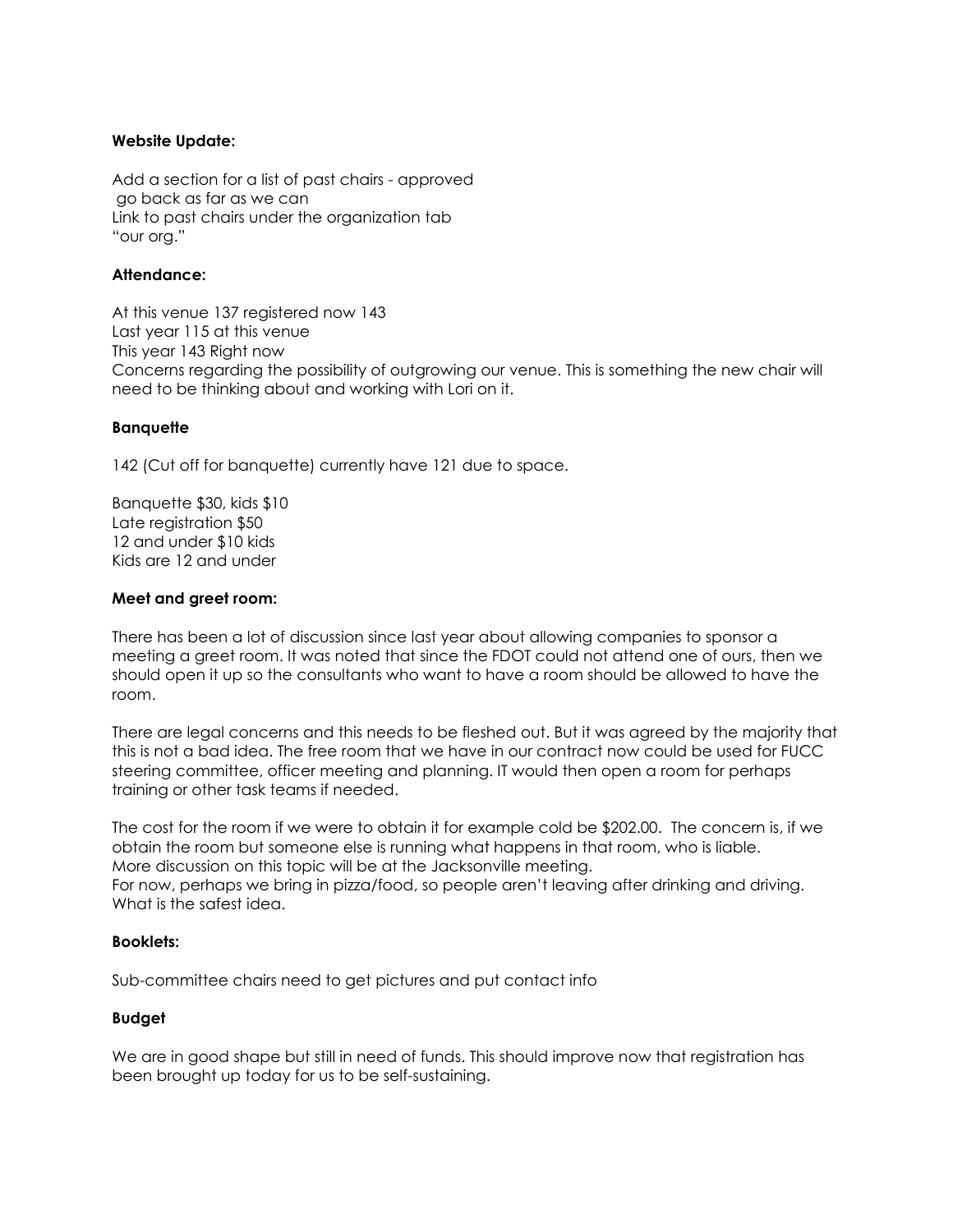**Website Update:**

Add a section for a list of past chairs - approved
 go back as far as we can
Link to past chairs under the organization tab
"our org."

**Attendance:**

At this venue 137 registered now 143
Last year 115 at this venue
This year 143 Right now
Concerns regarding the possibility of outgrowing our venue. This is something the new chair will need to be thinking about and working with Lori on it.

**Banquette**

142 (Cut off for banquette) currently have 121 due to space.

Banquette $30, kids $10
Late registration $50
12 and under $10 kids
Kids are 12 and under

**Meet and greet room:**

There has been a lot of discussion since last year about allowing companies to sponsor a meeting a greet room. It was noted that since the FDOT could not attend one of ours, then we should open it up so the consultants who want to have a room should be allowed to have the room.

There are legal concerns and this needs to be fleshed out. But it was agreed by the majority that this is not a bad idea. The free room that we have in our contract now could be used for FUCC steering committee, officer meeting and planning. IT would then open a room for perhaps training or other task teams if needed.

The cost for the room if we were to obtain it for example cold be $202.00. The concern is, if we obtain the room but someone else is running what happens in that room, who is liable.
More discussion on this topic will be at the Jacksonville meeting.
For now, perhaps we bring in pizza/food, so people aren't leaving after drinking and driving.
What is the safest idea.

**Booklets:**

Sub-committee chairs need to get pictures and put contact info

**Budget**

We are in good shape but still in need of funds. This should improve now that registration has been brought up today for us to be self-sustaining.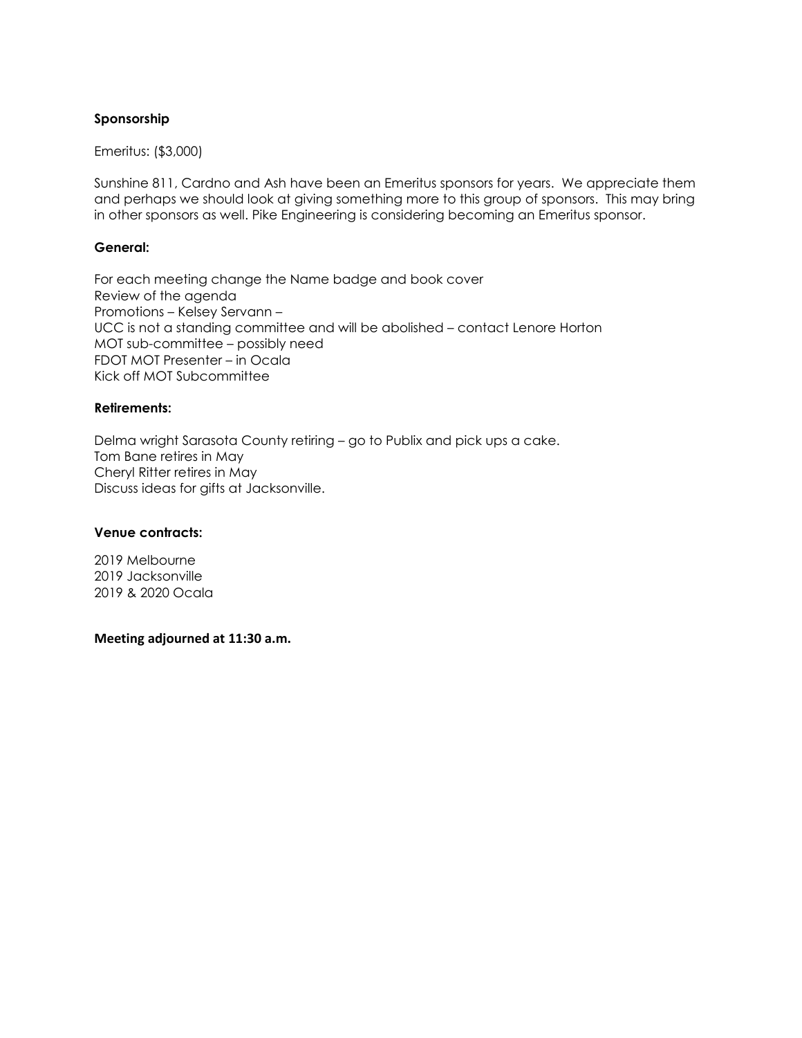**Sponsorship**

Emeritus: ($3,000)

Sunshine 811, Cardno and Ash have been an Emeritus sponsors for years. We appreciate them and perhaps we should look at giving something more to this group of sponsors. This may bring in other sponsors as well. Pike Engineering is considering becoming an Emeritus sponsor.

**General:**

For each meeting change the Name badge and book cover
Review of the agenda
Promotions – Kelsey Servann –
UCC is not a standing committee and will be abolished – contact Lenore Horton
MOT sub-committee – possibly need
FDOT MOT Presenter – in Ocala
Kick off MOT Subcommittee

**Retirements:**

Delma wright Sarasota County retiring – go to Publix and pick ups a cake.
Tom Bane retires in May
Cheryl Ritter retires in May
Discuss ideas for gifts at Jacksonville.

**Venue contracts:**

2019 Melbourne
2019 Jacksonville
2019 & 2020 Ocala

**Meeting adjourned at 11:30 a.m.**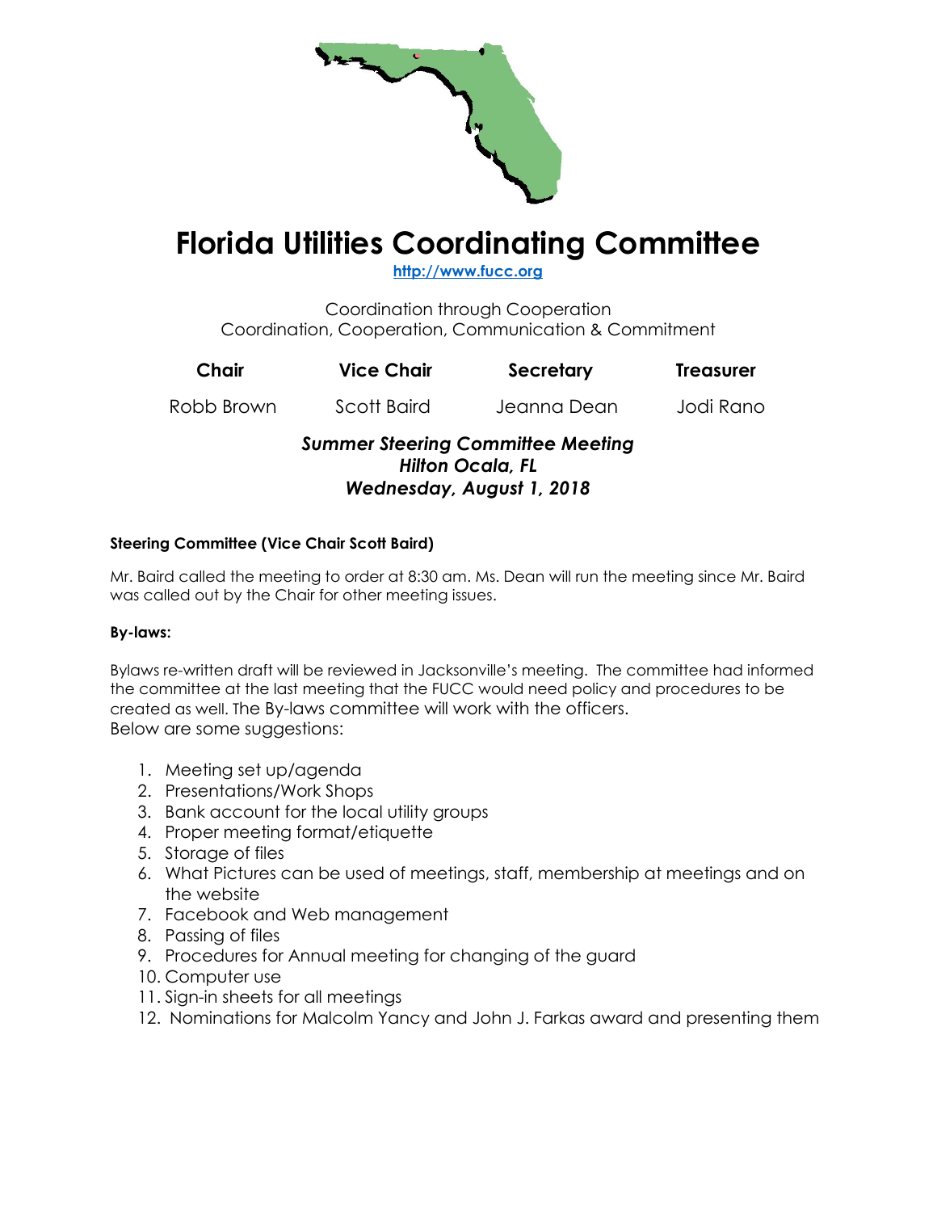# Florida Utilities Coordinating Committee

[http://www.fucc.org](http://www.fucc.org)

Coordination through Cooperation
Coordination, Cooperation, Communication & Commitment

| Chair | Vice Chair | Secretary | Treasurer |
|---|---|---|---|
| Robb Brown | Scott Baird | Jeanna Dean | Jodi Rano |

***Summer Steering Committee Meeting***
***Hilton Ocala, FL***
***Wednesday, August 1, 2018***

**Steering Committee (Vice Chair Scott Baird)**

Mr. Baird called the meeting to order at 8:30 am. Ms. Dean will run the meeting since Mr. Baird was called out by the Chair for other meeting issues.

**By-laws:**

Bylaws re-written draft will be reviewed in Jacksonville's meeting. The committee had informed the committee at the last meeting that the FUCC would need policy and procedures to be created as well. The By-laws committee will work with the officers.
Below are some suggestions:

1. Meeting set up/agenda
2. Presentations/Work Shops
3. Bank account for the local utility groups
4. Proper meeting format/etiquette
5. Storage of files
6. What Pictures can be used of meetings, staff, membership at meetings and on the website
7. Facebook and Web management
8. Passing of files
9. Procedures for Annual meeting for changing of the guard
10. Computer use
11. Sign-in sheets for all meetings
12. Nominations for Malcolm Yancy and John J. Farkas award and presenting them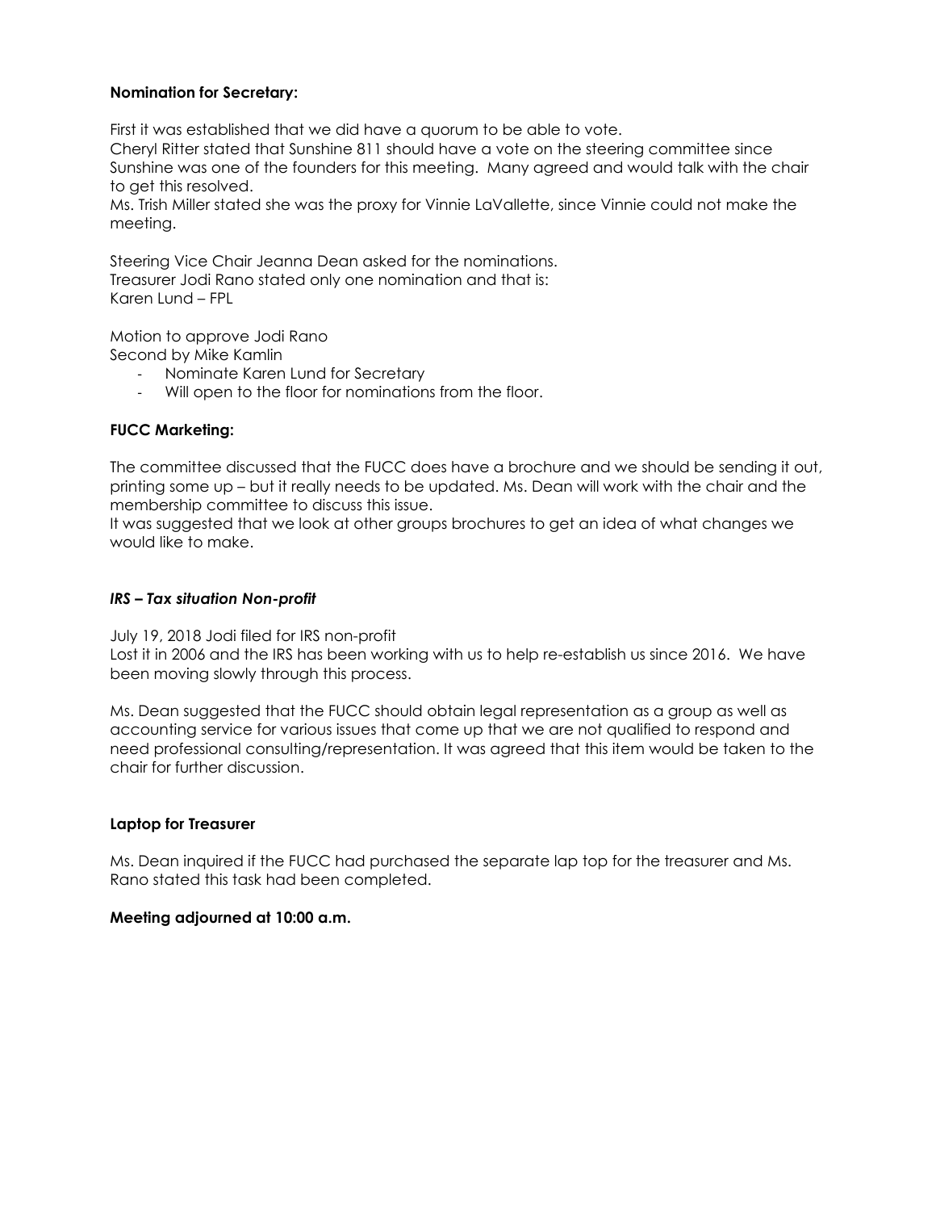**Nomination for Secretary:**

First it was established that we did have a quorum to be able to vote.
Cheryl Ritter stated that Sunshine 811 should have a vote on the steering committee since Sunshine was one of the founders for this meeting. Many agreed and would talk with the chair to get this resolved.
Ms. Trish Miller stated she was the proxy for Vinnie LaVallette, since Vinnie could not make the meeting.

Steering Vice Chair Jeanna Dean asked for the nominations.
Treasurer Jodi Rano stated only one nomination and that is:
Karen Lund – FPL

Motion to approve Jodi Rano
Second by Mike Kamlin

- Nominate Karen Lund for Secretary
- Will open to the floor for nominations from the floor.

**FUCC Marketing:**

The committee discussed that the FUCC does have a brochure and we should be sending it out, printing some up – but it really needs to be updated. Ms. Dean will work with the chair and the membership committee to discuss this issue.
It was suggested that we look at other groups brochures to get an idea of what changes we would like to make.

***IRS – Tax situation Non-profit***

July 19, 2018 Jodi filed for IRS non-profit
Lost it in 2006 and the IRS has been working with us to help re-establish us since 2016. We have been moving slowly through this process.

Ms. Dean suggested that the FUCC should obtain legal representation as a group as well as accounting service for various issues that come up that we are not qualified to respond and need professional consulting/representation. It was agreed that this item would be taken to the chair for further discussion.

**Laptop for Treasurer**

Ms. Dean inquired if the FUCC had purchased the separate lap top for the treasurer and Ms. Rano stated this task had been completed.

**Meeting adjourned at 10:00 a.m.**